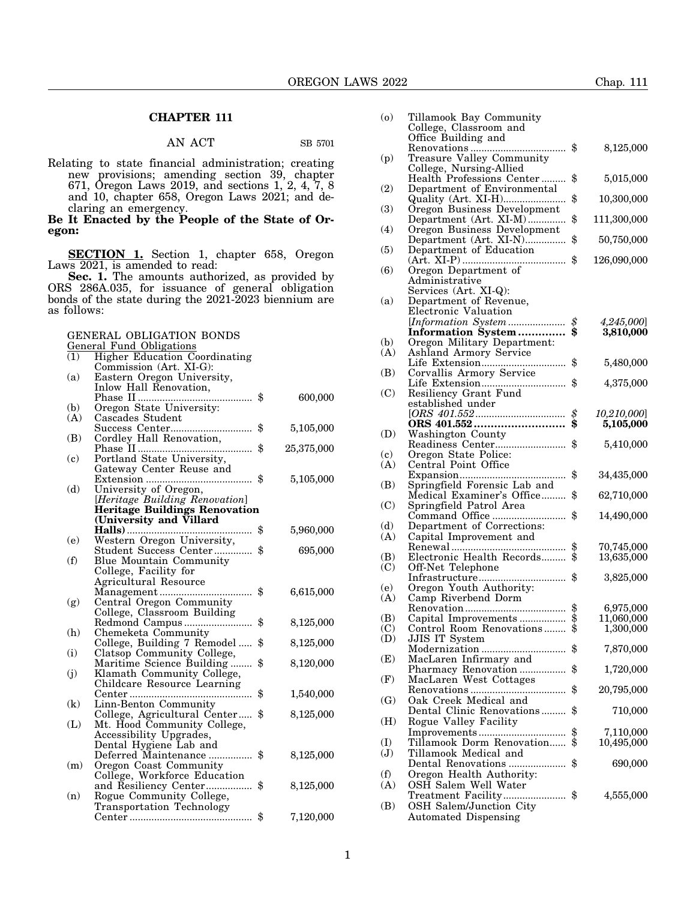## CHAPTER 111

AN ACT — SB 5701

Relating to state financial administration; creating new provisions; amending section 39, chapter 671, Oregon Laws 2019, and sections 1, 2, 4, 7, 8 and 10, chapter 658, Oregon Laws 2021; and declaring an emergency.

**Be It Enacted by the People of the State of Oregon:**

**SECTION 1.** Section 1, chapter 658, Oregon Laws 2021, is amended to read:

**Sec. 1.** The amounts authorized, as provided by ORS 286A.035, for issuance of general obligation bonds of the state during the 2021-2023 biennium are as follows:

GENERAL OBLIGATION BONDS
General Fund Obligations

| | | |
|---|---|---|
| (1) | Higher Education Coordinating Commission (Art. XI-G): | |
| (a) | Eastern Oregon University, Inlow Hall Renovation, Phase II | $ 600,000 |
| (b) | Oregon State University: | |
| (A) | Cascades Student Success Center | $ 5,105,000 |
| (B) | Cordley Hall Renovation, Phase II | $ 25,375,000 |
| (c) | Portland State University, Gateway Center Reuse and Extension | $ 5,105,000 |
| (d) | University of Oregon, [*Heritage Building Renovation*] **Heritage Buildings Renovation (University and Villard Halls)** | $ 5,960,000 |
| (e) | Western Oregon University, Student Success Center | $ 695,000 |
| (f) | Blue Mountain Community College, Facility for Agricultural Resource Management | $ 6,615,000 |
| (g) | Central Oregon Community College, Classroom Building Redmond Campus | $ 8,125,000 |
| (h) | Chemeketa Community College, Building 7 Remodel | $ 8,125,000 |
| (i) | Clatsop Community College, Maritime Science Building | $ 8,120,000 |
| (j) | Klamath Community College, Childcare Resource Learning Center | $ 1,540,000 |
| (k) | Linn-Benton Community College, Agricultural Center | $ 8,125,000 |
| (L) | Mt. Hood Community College, Accessibility Upgrades, Dental Hygiene Lab and Deferred Maintenance | $ 8,125,000 |
| (m) | Oregon Coast Community College, Workforce Education and Resiliency Center | $ 8,125,000 |
| (n) | Rogue Community College, Transportation Technology Center | $ 7,120,000 |
| (o) | Tillamook Bay Community College, Classroom and Office Building and Renovations | $ 8,125,000 |
| (p) | Treasure Valley Community College, Nursing-Allied Health Professions Center | $ 5,015,000 |
| (2) | Department of Environmental Quality (Art. XI-H) | $ 10,300,000 |
| (3) | Oregon Business Development Department (Art. XI-M) | $ 111,300,000 |
| (4) | Oregon Business Development Department (Art. XI-N) | $ 50,750,000 |
| (5) | Department of Education (Art. XI-P) | $ 126,090,000 |
| (6) | Oregon Department of Administrative Services (Art. XI-Q): | |
| (a) | Department of Revenue, Electronic Valuation [*Information System*] **Information System** | [*$ 4,245,000*] **$ 3,810,000** |
| (b) | Oregon Military Department: | |
| (A) | Ashland Armory Service Life Extension | $ 5,480,000 |
| (B) | Corvallis Armory Service Life Extension | $ 4,375,000 |
| (C) | Resiliency Grant Fund established under [*ORS 401.552*] **ORS 401.552** | [*$ 10,210,000*] **$ 5,105,000** |
| (D) | Washington County Readiness Center | $ 5,410,000 |
| (c) | Oregon State Police: | |
| (A) | Central Point Office Expansion | $ 34,435,000 |
| (B) | Springfield Forensic Lab and Medical Examiner's Office | $ 62,710,000 |
| (C) | Springfield Patrol Area Command Office | $ 14,490,000 |
| (d) | Department of Corrections: | |
| (A) | Capital Improvement and Renewal | $ 70,745,000 |
| (B) | Electronic Health Records | $ 13,635,000 |
| (C) | Off-Net Telephone Infrastructure | $ 3,825,000 |
| (e) | Oregon Youth Authority: | |
| (A) | Camp Riverbend Dorm Renovation | $ 6,975,000 |
| (B) | Capital Improvements | $ 11,060,000 |
| (C) | Control Room Renovations | $ 1,300,000 |
| (D) | JJIS IT System Modernization | $ 7,870,000 |
| (E) | MacLaren Infirmary and Pharmacy Renovation | $ 1,720,000 |
| (F) | MacLaren West Cottages Renovations | $ 20,795,000 |
| (G) | Oak Creek Medical and Dental Clinic Renovations | $ 710,000 |
| (H) | Rogue Valley Facility Improvements | $ 7,110,000 |
| (I) | Tillamook Dorm Renovation | $ 10,495,000 |
| (J) | Tillamook Medical and Dental Renovations | $ 690,000 |
| (f) | Oregon Health Authority: | |
| (A) | OSH Salem Well Water Treatment Facility | $ 4,555,000 |
| (B) | OSH Salem/Junction City Automated Dispensing | |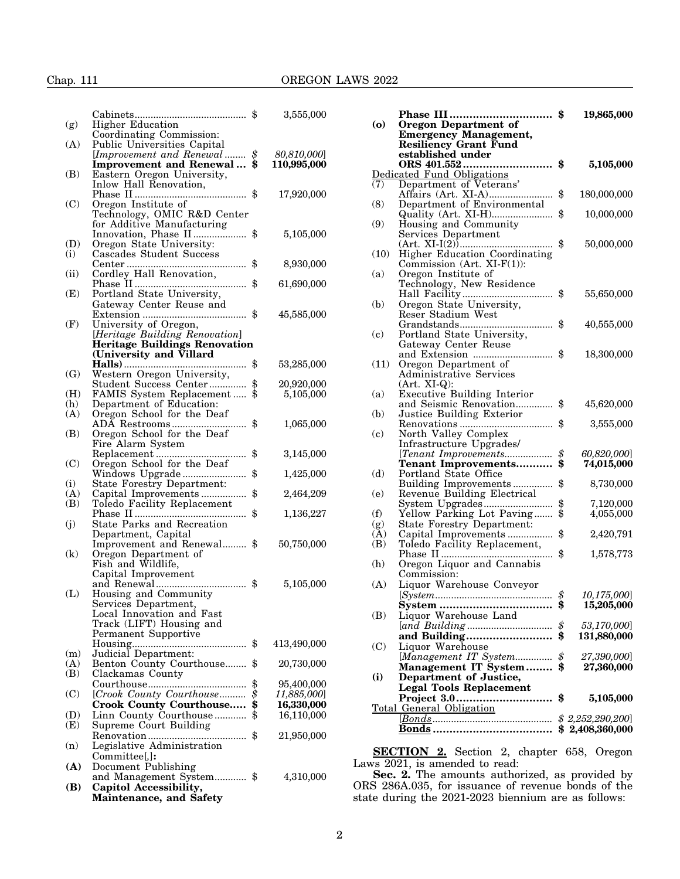Cabinets .......................................... $ 3,555,000

(g) Higher Education Coordinating Commission:

(A) Public Universities Capital [*Improvement and Renewal ........ $ 80,810,000*] **Improvement and Renewal ... $ 110,995,000**

(B) Eastern Oregon University, Inlow Hall Renovation, Phase II .......................................... $ 17,920,000

(C) Oregon Institute of Technology, OMIC R&D Center for Additive Manufacturing Innovation, Phase II .................... $ 5,105,000

(D) Oregon State University:

(i) Cascades Student Success Center ............................................ $ 8,930,000

(ii) Cordley Hall Renovation, Phase II .......................................... $ 61,690,000

(E) Portland State University, Gateway Center Reuse and Extension ....................................... $ 45,585,000

(F) University of Oregon, [*Heritage Building Renovation*] **Heritage Buildings Renovation (University and Villard Halls)** .............................................. $ 53,285,000

(G) Western Oregon University, Student Success Center .............. $ 20,920,000

(H) FAMIS System Replacement ..... $ 5,105,000

(h) Department of Education:

(A) Oregon School for the Deaf ADA Restrooms ............................ $ 1,065,000

(B) Oregon School for the Deaf Fire Alarm System Replacement .................................. $ 3,145,000

(C) Oregon School for the Deaf Windows Upgrade ........................ $ 1,425,000

(i) State Forestry Department:

(A) Capital Improvements ................. $ 2,464,209

(B) Toledo Facility Replacement Phase II .......................................... $ 1,136,227

(j) State Parks and Recreation Department, Capital Improvement and Renewal......... $ 50,750,000

(k) Oregon Department of Fish and Wildlife, Capital Improvement and Renewal.................................. $ 5,105,000

(L) Housing and Community Services Department, Local Innovation and Fast Track (LIFT) Housing and Permanent Supportive Housing........................................... $ 413,490,000

(m) Judicial Department:

(A) Benton County Courthouse........ $ 20,730,000

(B) Clackamas County Courthouse..................................... $ 95,400,000

(C) [*Crook County Courthouse.......... $ 11,885,000*] **Crook County Courthouse..... $ 16,330,000**

(D) Linn County Courthouse ............ $ 16,110,000

(E) Supreme Court Building Renovation ..................................... $ 21,950,000

(n) Legislative Administration Committee[,]**:**

**(A)** Document Publishing and Management System............ $ 4,310,000

**(B) Capitol Accessibility, Maintenance, and Safety Phase III .............................. $ 19,865,000**

**(o) Oregon Department of Emergency Management, Resiliency Grant Fund established under ORS 401.552 ........................... $ 5,105,000**

Dedicated Fund Obligations

(7) Department of Veterans' Affairs (Art. XI-A)........................ $ 180,000,000

(8) Department of Environmental Quality (Art. XI-H)....................... $ 10,000,000

(9) Housing and Community Services Department (Art. XI-I(2))................................... $ 50,000,000

(10) Higher Education Coordinating Commission (Art. XI-F(1)):

(a) Oregon Institute of Technology, New Residence Hall Facility .................................. $ 55,650,000

(b) Oregon State University, Reser Stadium West Grandstands................................... $ 40,555,000

(c) Portland State University, Gateway Center Reuse and Extension ............................. $ 18,300,000

(11) Oregon Department of Administrative Services (Art. XI-Q):

(a) Executive Building Interior and Seismic Renovation.............. $ 45,620,000

(b) Justice Building Exterior Renovations ................................... $ 3,555,000

(c) North Valley Complex Infrastructure Upgrades/ [*Tenant Improvements.................. $ 60,820,000*] **Tenant Improvements........... $ 74,015,000**

(d) Portland State Office Building Improvements ............... $ 8,730,000

(e) Revenue Building Electrical System Upgrades.......................... $ 7,120,000

(f) Yellow Parking Lot Paving....... $ 4,055,000

(g) State Forestry Department:

(A) Capital Improvements ................. $ 2,420,791

(B) Toledo Facility Replacement, Phase II .......................................... $ 1,578,773

(h) Oregon Liquor and Cannabis Commission:

(A) Liquor Warehouse Conveyor [*System............................................ $ 10,175,000*] **System .................................. $ 15,205,000**

(B) Liquor Warehouse Land [*and Building ................................ $ 53,170,000*] **and Building.......................... $ 131,880,000**

(C) Liquor Warehouse [*Management IT System.............. $ 27,390,000*] **Management IT System........ $ 27,360,000**

**(i) Department of Justice, Legal Tools Replacement Project 3.0............................ $ 5,105,000**

Total General Obligation [*Bonds ............................................ $ 2,252,290,200*] **Bonds .................................... $ 2,408,360,000**

**SECTION 2.** Section 2, chapter 658, Oregon Laws 2021, is amended to read:

**Sec. 2.** The amounts authorized, as provided by ORS 286A.035, for issuance of revenue bonds of the state during the 2021-2023 biennium are as follows: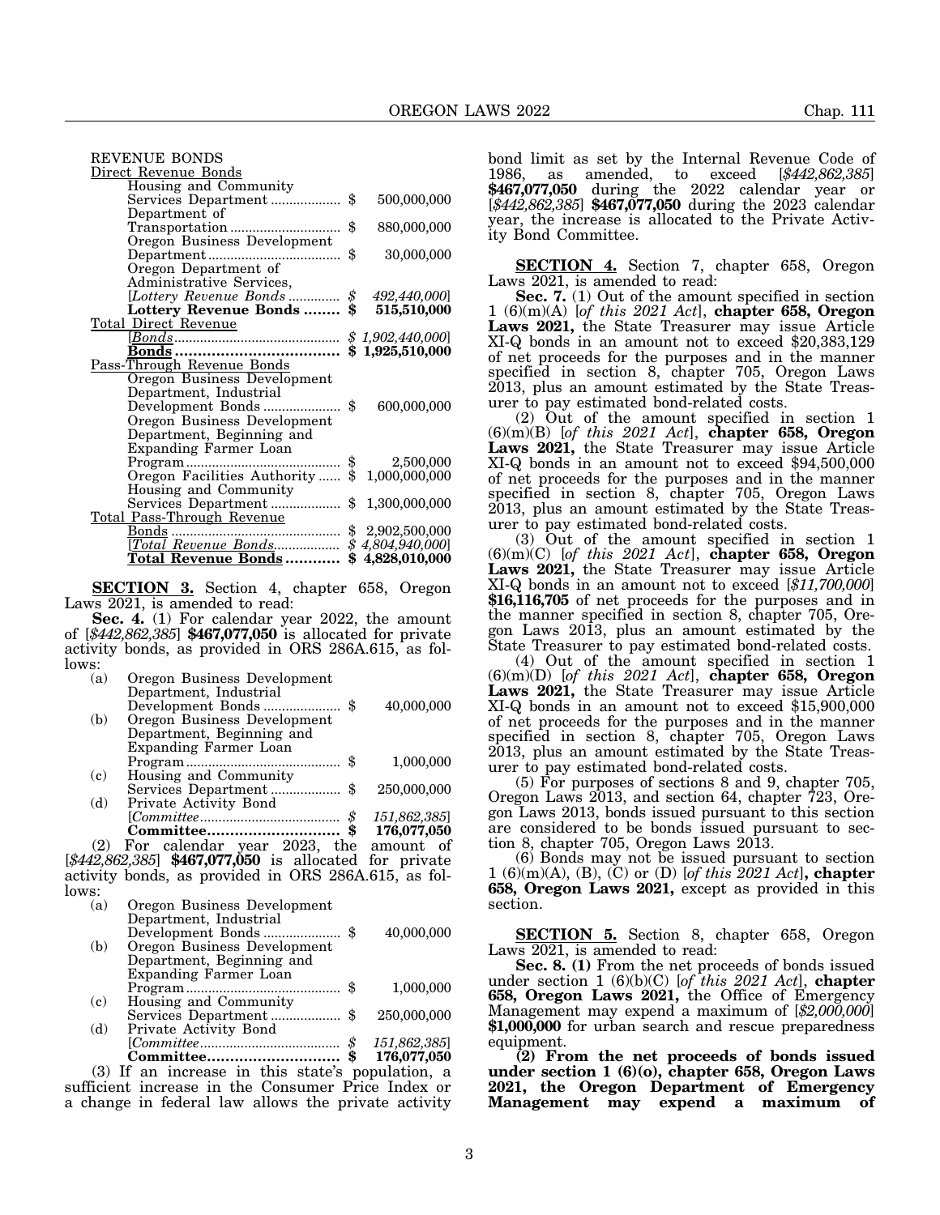REVENUE BONDS

Direct Revenue Bonds

| | |
|---|---|
| Housing and Community Services Department | $ 500,000,000 |
| Department of Transportation | $ 880,000,000 |
| Oregon Business Development Department | $ 30,000,000 |
| Oregon Department of Administrative Services, [*Lottery Revenue Bonds*] | [*$ 492,440,000*] |
| **Lottery Revenue Bonds** | **$ 515,510,000** |

Total Direct Revenue

| | |
|---|---|
| [*Bonds*] | [*$ 1,902,440,000*] |
| **Bonds** | **$ 1,925,510,000** |

Pass-Through Revenue Bonds

| | |
|---|---|
| Oregon Business Development Department, Industrial Development Bonds | $ 600,000,000 |
| Oregon Business Development Department, Beginning and Expanding Farmer Loan Program | $ 2,500,000 |
| Oregon Facilities Authority | $ 1,000,000,000 |
| Housing and Community Services Department | $ 1,300,000,000 |

Total Pass-Through Revenue

| | |
|---|---|
| Bonds | $ 2,902,500,000 |
| [*Total Revenue Bonds*] | [*$ 4,804,940,000*] |
| **Total Revenue Bonds** | **$ 4,828,010,000** |

**SECTION 3.** Section 4, chapter 658, Oregon Laws 2021, is amended to read:

**Sec. 4.** (1) For calendar year 2022, the amount of [*$442,862,385*] **$467,077,050** is allocated for private activity bonds, as provided in ORS 286A.615, as follows:

| | | |
|---|---|---|
| (a) | Oregon Business Development Department, Industrial Development Bonds | $ 40,000,000 |
| (b) | Oregon Business Development Department, Beginning and Expanding Farmer Loan Program | $ 1,000,000 |
| (c) | Housing and Community Services Department | $ 250,000,000 |
| (d) | Private Activity Bond [*Committee*] | [*$ 151,862,385*] |
| | **Committee** | **$ 176,077,050** |

(2) For calendar year 2023, the amount of [*$442,862,385*] **$467,077,050** is allocated for private activity bonds, as provided in ORS 286A.615, as follows:

| | | |
|---|---|---|
| (a) | Oregon Business Development Department, Industrial Development Bonds | $ 40,000,000 |
| (b) | Oregon Business Development Department, Beginning and Expanding Farmer Loan Program | $ 1,000,000 |
| (c) | Housing and Community Services Department | $ 250,000,000 |
| (d) | Private Activity Bond [*Committee*] | [*$ 151,862,385*] |
| | **Committee** | **$ 176,077,050** |

(3) If an increase in this state's population, a sufficient increase in the Consumer Price Index or a change in federal law allows the private activity bond limit as set by the Internal Revenue Code of 1986, as amended, to exceed [*$442,862,385*] **$467,077,050** during the 2022 calendar year or [*$442,862,385*] **$467,077,050** during the 2023 calendar year, the increase is allocated to the Private Activity Bond Committee.

**SECTION 4.** Section 7, chapter 658, Oregon Laws 2021, is amended to read:

**Sec. 7.** (1) Out of the amount specified in section 1 (6)(m)(A) [*of this 2021 Act*], **chapter 658, Oregon Laws 2021,** the State Treasurer may issue Article XI-Q bonds in an amount not to exceed $20,383,129 of net proceeds for the purposes and in the manner specified in section 8, chapter 705, Oregon Laws 2013, plus an amount estimated by the State Treasurer to pay estimated bond-related costs.

(2) Out of the amount specified in section 1 (6)(m)(B) [*of this 2021 Act*], **chapter 658, Oregon Laws 2021,** the State Treasurer may issue Article XI-Q bonds in an amount not to exceed $94,500,000 of net proceeds for the purposes and in the manner specified in section 8, chapter 705, Oregon Laws 2013, plus an amount estimated by the State Treasurer to pay estimated bond-related costs.

(3) Out of the amount specified in section 1 (6)(m)(C) [*of this 2021 Act*], **chapter 658, Oregon Laws 2021,** the State Treasurer may issue Article XI-Q bonds in an amount not to exceed [*$11,700,000*] **$16,116,705** of net proceeds for the purposes and in the manner specified in section 8, chapter 705, Oregon Laws 2013, plus an amount estimated by the State Treasurer to pay estimated bond-related costs.

(4) Out of the amount specified in section 1 (6)(m)(D) [*of this 2021 Act*], **chapter 658, Oregon Laws 2021,** the State Treasurer may issue Article XI-Q bonds in an amount not to exceed $15,900,000 of net proceeds for the purposes and in the manner specified in section 8, chapter 705, Oregon Laws 2013, plus an amount estimated by the State Treasurer to pay estimated bond-related costs.

(5) For purposes of sections 8 and 9, chapter 705, Oregon Laws 2013, and section 64, chapter 723, Oregon Laws 2013, bonds issued pursuant to this section are considered to be bonds issued pursuant to section 8, chapter 705, Oregon Laws 2013.

(6) Bonds may not be issued pursuant to section 1 (6)(m)(A), (B), (C) or (D) [*of this 2021 Act*]**, chapter 658, Oregon Laws 2021,** except as provided in this section.

**SECTION 5.** Section 8, chapter 658, Oregon Laws 2021, is amended to read:

**Sec. 8. (1)** From the net proceeds of bonds issued under section 1 (6)(b)(C) [*of this 2021 Act*], **chapter 658, Oregon Laws 2021,** the Office of Emergency Management may expend a maximum of [*$2,000,000*] **$1,000,000** for urban search and rescue preparedness equipment.

**(2) From the net proceeds of bonds issued under section 1 (6)(o), chapter 658, Oregon Laws 2021, the Oregon Department of Emergency Management may expend a maximum of**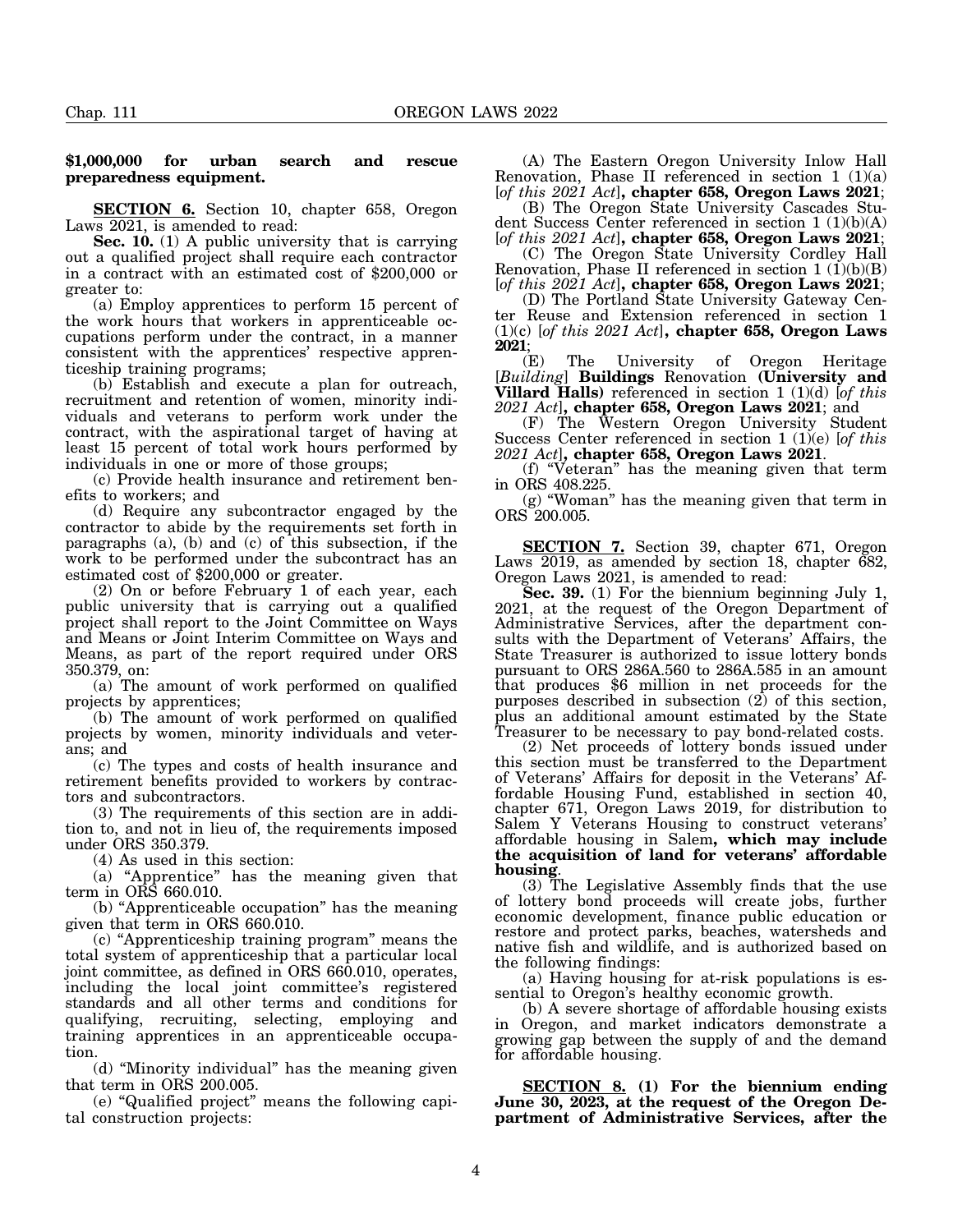**$1,000,000 for urban search and rescue preparedness equipment.**

**SECTION 6.** Section 10, chapter 658, Oregon Laws 2021, is amended to read:

**Sec. 10.** (1) A public university that is carrying out a qualified project shall require each contractor in a contract with an estimated cost of $200,000 or greater to:

(a) Employ apprentices to perform 15 percent of the work hours that workers in apprenticeable occupations perform under the contract, in a manner consistent with the apprentices' respective apprenticeship training programs;

(b) Establish and execute a plan for outreach, recruitment and retention of women, minority individuals and veterans to perform work under the contract, with the aspirational target of having at least 15 percent of total work hours performed by individuals in one or more of those groups;

(c) Provide health insurance and retirement benefits to workers; and

(d) Require any subcontractor engaged by the contractor to abide by the requirements set forth in paragraphs (a), (b) and (c) of this subsection, if the work to be performed under the subcontract has an estimated cost of $200,000 or greater.

(2) On or before February 1 of each year, each public university that is carrying out a qualified project shall report to the Joint Committee on Ways and Means or Joint Interim Committee on Ways and Means, as part of the report required under ORS 350.379, on:

(a) The amount of work performed on qualified projects by apprentices;

(b) The amount of work performed on qualified projects by women, minority individuals and veterans; and

(c) The types and costs of health insurance and retirement benefits provided to workers by contractors and subcontractors.

(3) The requirements of this section are in addition to, and not in lieu of, the requirements imposed under ORS 350.379.

(4) As used in this section:

(a) "Apprentice" has the meaning given that term in ORS 660.010.

(b) "Apprenticeable occupation" has the meaning given that term in ORS 660.010.

(c) "Apprenticeship training program" means the total system of apprenticeship that a particular local joint committee, as defined in ORS 660.010, operates, including the local joint committee's registered standards and all other terms and conditions for qualifying, recruiting, selecting, employing and training apprentices in an apprenticeable occupation.

(d) "Minority individual" has the meaning given that term in ORS 200.005.

(e) "Qualified project" means the following capital construction projects:

(A) The Eastern Oregon University Inlow Hall Renovation, Phase II referenced in section 1 (1)(a) [*of this 2021 Act*]**, chapter 658, Oregon Laws 2021**;

(B) The Oregon State University Cascades Student Success Center referenced in section 1 (1)(b)(A) [*of this 2021 Act*]**, chapter 658, Oregon Laws 2021**;

(C) The Oregon State University Cordley Hall Renovation, Phase II referenced in section 1 (1)(b)(B) [*of this 2021 Act*]**, chapter 658, Oregon Laws 2021**;

(D) The Portland State University Gateway Center Reuse and Extension referenced in section 1 (1)(c) [*of this 2021 Act*]**, chapter 658, Oregon Laws 2021**;

(E) The University of Oregon Heritage [*Building*] **Buildings** Renovation **(University and Villard Halls)** referenced in section 1 (1)(d) [*of this 2021 Act*]**, chapter 658, Oregon Laws 2021**; and

(F) The Western Oregon University Student Success Center referenced in section 1 (1)(e) [*of this 2021 Act*]**, chapter 658, Oregon Laws 2021**.

(f) "Veteran" has the meaning given that term in ORS 408.225.

(g) "Woman" has the meaning given that term in ORS 200.005.

**SECTION 7.** Section 39, chapter 671, Oregon Laws 2019, as amended by section 18, chapter 682, Oregon Laws 2021, is amended to read:

**Sec. 39.** (1) For the biennium beginning July 1, 2021, at the request of the Oregon Department of Administrative Services, after the department consults with the Department of Veterans' Affairs, the State Treasurer is authorized to issue lottery bonds pursuant to ORS 286A.560 to 286A.585 in an amount that produces $6 million in net proceeds for the purposes described in subsection (2) of this section, plus an additional amount estimated by the State Treasurer to be necessary to pay bond-related costs.

(2) Net proceeds of lottery bonds issued under this section must be transferred to the Department of Veterans' Affairs for deposit in the Veterans' Affordable Housing Fund, established in section 40, chapter 671, Oregon Laws 2019, for distribution to Salem Y Veterans Housing to construct veterans' affordable housing in Salem**, which may include the acquisition of land for veterans' affordable housing**.

(3) The Legislative Assembly finds that the use of lottery bond proceeds will create jobs, further economic development, finance public education or restore and protect parks, beaches, watersheds and native fish and wildlife, and is authorized based on the following findings:

(a) Having housing for at-risk populations is essential to Oregon's healthy economic growth.

(b) A severe shortage of affordable housing exists in Oregon, and market indicators demonstrate a growing gap between the supply of and the demand for affordable housing.

**SECTION 8. (1) For the biennium ending June 30, 2023, at the request of the Oregon Department of Administrative Services, after the**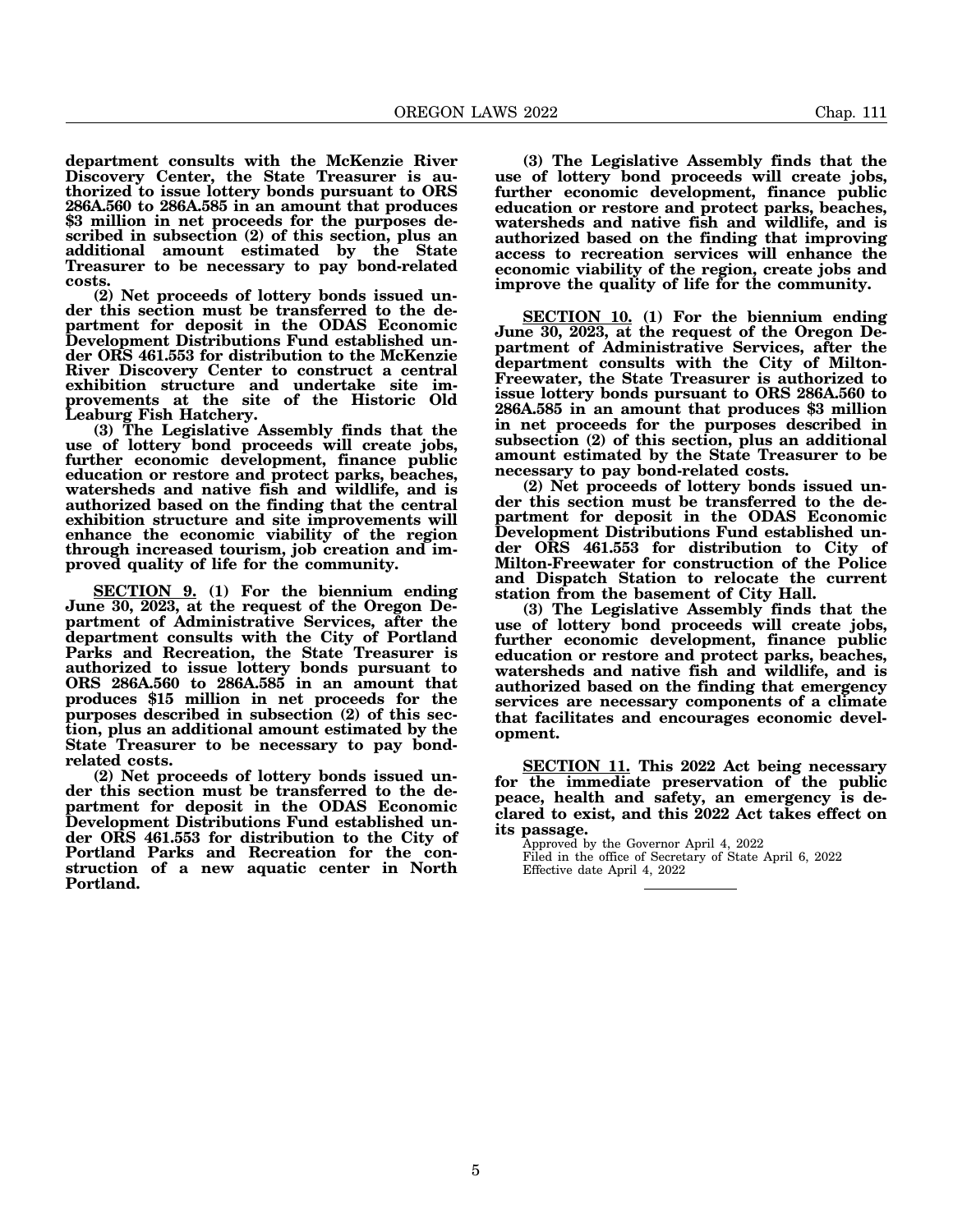**department consults with the McKenzie River Discovery Center, the State Treasurer is authorized to issue lottery bonds pursuant to ORS 286A.560 to 286A.585 in an amount that produces $3 million in net proceeds for the purposes described in subsection (2) of this section, plus an additional amount estimated by the State Treasurer to be necessary to pay bond-related costs.**

**(2) Net proceeds of lottery bonds issued under this section must be transferred to the department for deposit in the ODAS Economic Development Distributions Fund established under ORS 461.553 for distribution to the McKenzie River Discovery Center to construct a central exhibition structure and undertake site improvements at the site of the Historic Old Leaburg Fish Hatchery.**

**(3) The Legislative Assembly finds that the use of lottery bond proceeds will create jobs, further economic development, finance public education or restore and protect parks, beaches, watersheds and native fish and wildlife, and is authorized based on the finding that the central exhibition structure and site improvements will enhance the economic viability of the region through increased tourism, job creation and improved quality of life for the community.**

**SECTION 9. (1) For the biennium ending June 30, 2023, at the request of the Oregon Department of Administrative Services, after the department consults with the City of Portland Parks and Recreation, the State Treasurer is authorized to issue lottery bonds pursuant to ORS 286A.560 to 286A.585 in an amount that produces $15 million in net proceeds for the purposes described in subsection (2) of this section, plus an additional amount estimated by the State Treasurer to be necessary to pay bond-related costs.**

**(2) Net proceeds of lottery bonds issued under this section must be transferred to the department for deposit in the ODAS Economic Development Distributions Fund established under ORS 461.553 for distribution to the City of Portland Parks and Recreation for the construction of a new aquatic center in North Portland.**

**(3) The Legislative Assembly finds that the use of lottery bond proceeds will create jobs, further economic development, finance public education or restore and protect parks, beaches, watersheds and native fish and wildlife, and is authorized based on the finding that improving access to recreation services will enhance the economic viability of the region, create jobs and improve the quality of life for the community.**

**SECTION 10. (1) For the biennium ending June 30, 2023, at the request of the Oregon Department of Administrative Services, after the department consults with the City of Milton-Freewater, the State Treasurer is authorized to issue lottery bonds pursuant to ORS 286A.560 to 286A.585 in an amount that produces $3 million in net proceeds for the purposes described in subsection (2) of this section, plus an additional amount estimated by the State Treasurer to be necessary to pay bond-related costs.**

**(2) Net proceeds of lottery bonds issued under this section must be transferred to the department for deposit in the ODAS Economic Development Distributions Fund established under ORS 461.553 for distribution to City of Milton-Freewater for construction of the Police and Dispatch Station to relocate the current station from the basement of City Hall.**

**(3) The Legislative Assembly finds that the use of lottery bond proceeds will create jobs, further economic development, finance public education or restore and protect parks, beaches, watersheds and native fish and wildlife, and is authorized based on the finding that emergency services are necessary components of a climate that facilitates and encourages economic development.**

**SECTION 11. This 2022 Act being necessary for the immediate preservation of the public peace, health and safety, an emergency is declared to exist, and this 2022 Act takes effect on its passage.**

Approved by the Governor April 4, 2022
Filed in the office of Secretary of State April 6, 2022
Effective date April 4, 2022